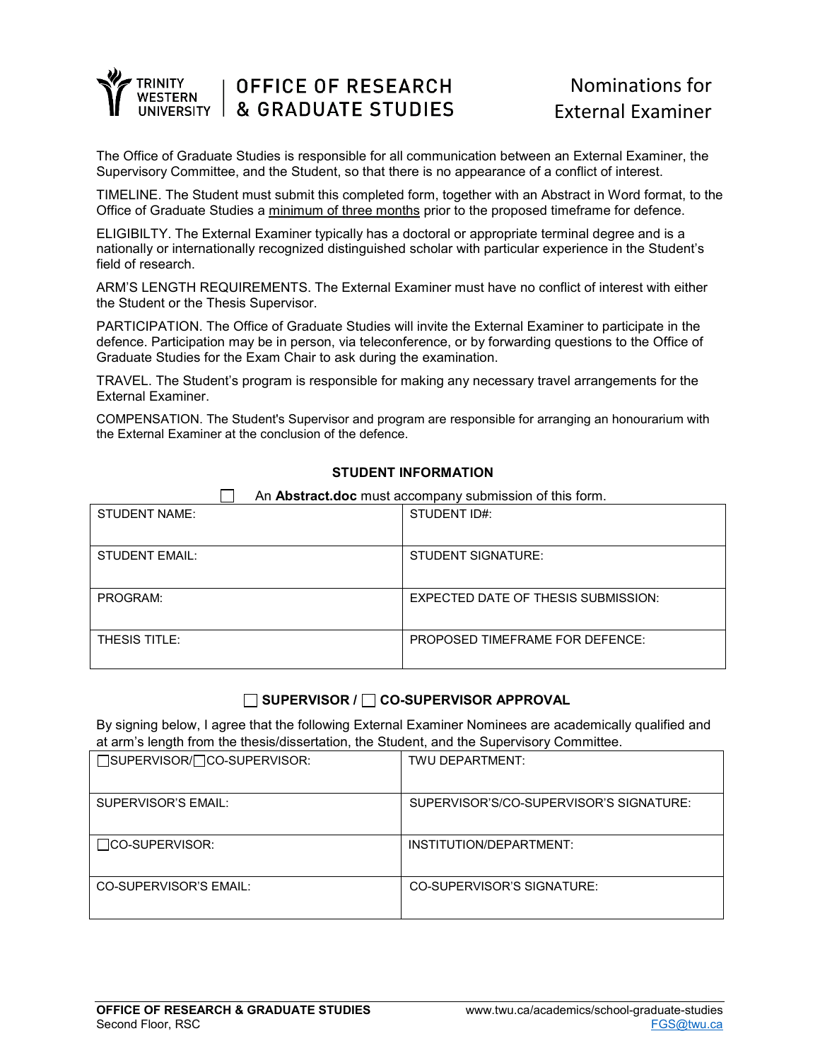# TRINITY WESTERN UNIVERSITY | OFFICE OF RESEARCH & GRADUATE STUDIES

## Nominations for External Examiner

The Office of Graduate Studies is responsible for all communication between an External Examiner, the Supervisory Committee, and the Student, so that there is no appearance of a conflict of interest.

TIMELINE. The Student must submit this completed form, together with an Abstract in Word format, to the Office of Graduate Studies a minimum of three months prior to the proposed timeframe for defence.

ELIGIBILTY. The External Examiner typically has a doctoral or appropriate terminal degree and is a nationally or internationally recognized distinguished scholar with particular experience in the Student's field of research.

ARM'S LENGTH REQUIREMENTS. The External Examiner must have no conflict of interest with either the Student or the Thesis Supervisor.

PARTICIPATION. The Office of Graduate Studies will invite the External Examiner to participate in the defence. Participation may be in person, via teleconference, or by forwarding questions to the Office of Graduate Studies for the Exam Chair to ask during the examination.

TRAVEL. The Student's program is responsible for making any necessary travel arrangements for the External Examiner.

COMPENSATION. The Student's Supervisor and program are responsible for arranging an honourarium with the External Examiner at the conclusion of the defence.

### STUDENT INFORMATION

☐ An **Abstract.doc** must accompany submission of this form.

| STUDENT NAME: | STUDENT ID#: |
|---|---|
| STUDENT EMAIL: | STUDENT SIGNATURE: |
| PROGRAM: | EXPECTED DATE OF THESIS SUBMISSION: |
| THESIS TITLE: | PROPOSED TIMEFRAME FOR DEFENCE: |

### ☐ SUPERVISOR / ☐ CO-SUPERVISOR APPROVAL

By signing below, I agree that the following External Examiner Nominees are academically qualified and at arm's length from the thesis/dissertation, the Student, and the Supervisory Committee.

| ☐SUPERVISOR/☐CO-SUPERVISOR: | TWU DEPARTMENT: |
|---|---|
| SUPERVISOR'S EMAIL: | SUPERVISOR'S/CO-SUPERVISOR'S SIGNATURE: |
| ☐CO-SUPERVISOR: | INSTITUTION/DEPARTMENT: |
| CO-SUPERVISOR'S EMAIL: | CO-SUPERVISOR'S SIGNATURE: |

**OFFICE OF RESEARCH & GRADUATE STUDIES**
Second Floor, RSC

www.twu.ca/academics/school-graduate-studies
FGS@twu.ca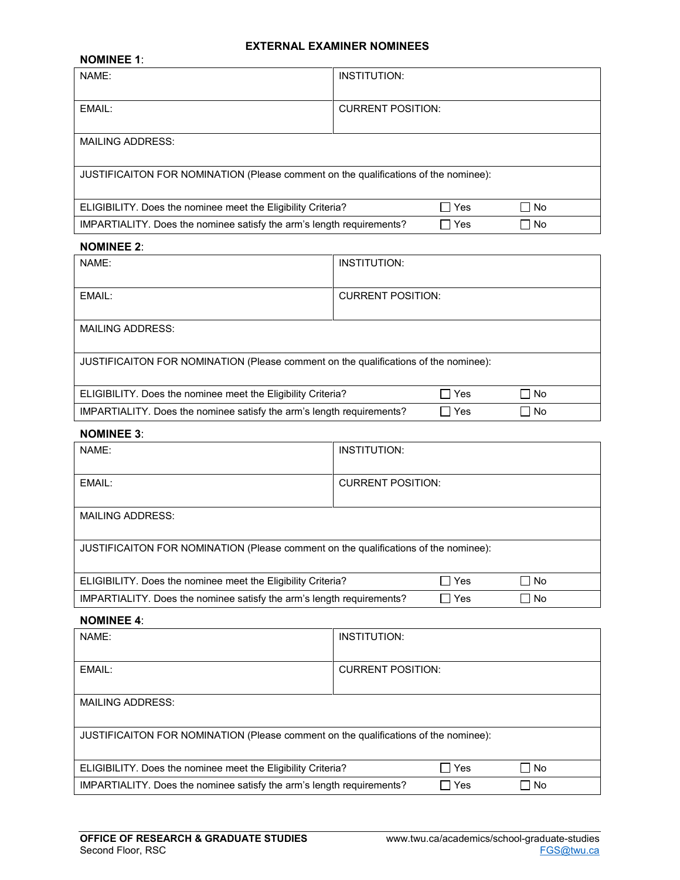## EXTERNAL EXAMINER NOMINEES

**NOMINEE 1**:

| | | |
|---|---|---|
| NAME: | INSTITUTION: | |
| EMAIL: | CURRENT POSITION: | |
| MAILING ADDRESS: | | |
| JUSTIFICAITON FOR NOMINATION (Please comment on the qualifications of the nominee): | | |
| ELIGIBILITY. Does the nominee meet the Eligibility Criteria? | ☐ Yes | ☐ No |
| IMPARTIALITY. Does the nominee satisfy the arm's length requirements? | ☐ Yes | ☐ No |

**NOMINEE 2**:

| | | |
|---|---|---|
| NAME: | INSTITUTION: | |
| EMAIL: | CURRENT POSITION: | |
| MAILING ADDRESS: | | |
| JUSTIFICAITON FOR NOMINATION (Please comment on the qualifications of the nominee): | | |
| ELIGIBILITY. Does the nominee meet the Eligibility Criteria? | ☐ Yes | ☐ No |
| IMPARTIALITY. Does the nominee satisfy the arm's length requirements? | ☐ Yes | ☐ No |

**NOMINEE 3**:

| | | |
|---|---|---|
| NAME: | INSTITUTION: | |
| EMAIL: | CURRENT POSITION: | |
| MAILING ADDRESS: | | |
| JUSTIFICAITON FOR NOMINATION (Please comment on the qualifications of the nominee): | | |
| ELIGIBILITY. Does the nominee meet the Eligibility Criteria? | ☐ Yes | ☐ No |
| IMPARTIALITY. Does the nominee satisfy the arm's length requirements? | ☐ Yes | ☐ No |

**NOMINEE 4**:

| | | |
|---|---|---|
| NAME: | INSTITUTION: | |
| EMAIL: | CURRENT POSITION: | |
| MAILING ADDRESS: | | |
| JUSTIFICAITON FOR NOMINATION (Please comment on the qualifications of the nominee): | | |
| ELIGIBILITY. Does the nominee meet the Eligibility Criteria? | ☐ Yes | ☐ No |
| IMPARTIALITY. Does the nominee satisfy the arm's length requirements? | ☐ Yes | ☐ No |

**OFFICE OF RESEARCH & GRADUATE STUDIES**
Second Floor, RSC

www.twu.ca/academics/school-graduate-studies
FGS@twu.ca